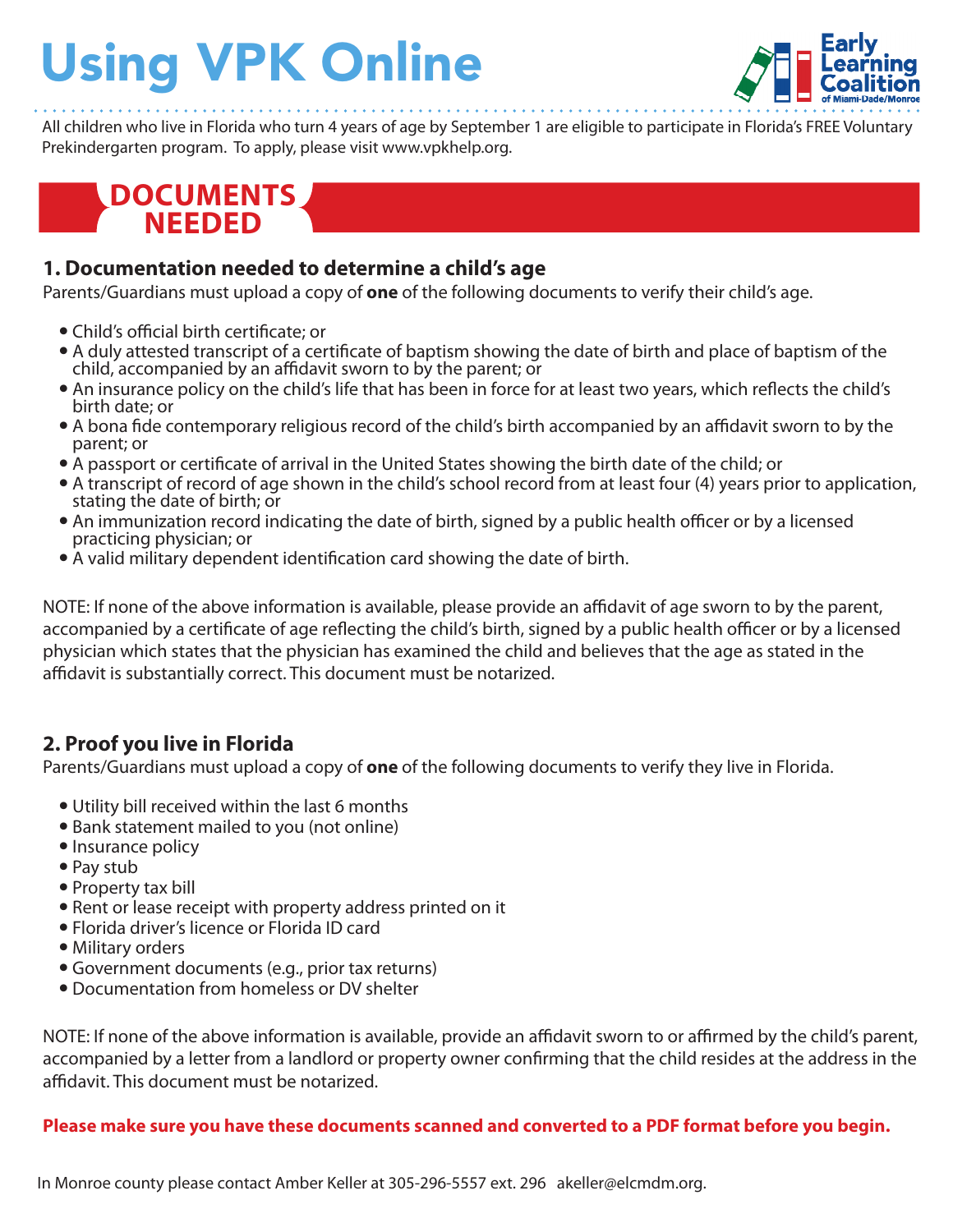# Using VPK Online

All children who live in Florida who turn 4 years of age by September 1 are eligible to participate in Florida's FREE Voluntary Prekindergarten program. To apply, please visit www.vpkhelp.org.

## DOCUMENTS NEEDED

### 1. Documentation needed to determine a child's age

Parents/Guardians must upload a copy of **one** of the following documents to verify their child's age.

- Child's official birth certificate; or
- A duly attested transcript of a certificate of baptism showing the date of birth and place of baptism of the child, accompanied by an affidavit sworn to by the parent; or
- An insurance policy on the child's life that has been in force for at least two years, which reflects the child's birth date; or
- A bona fide contemporary religious record of the child's birth accompanied by an affidavit sworn to by the parent; or
- A passport or certificate of arrival in the United States showing the birth date of the child; or
- A transcript of record of age shown in the child's school record from at least four (4) years prior to application, stating the date of birth; or
- An immunization record indicating the date of birth, signed by a public health officer or by a licensed practicing physician; or
- A valid military dependent identification card showing the date of birth.

NOTE: If none of the above information is available, please provide an affidavit of age sworn to by the parent, accompanied by a certificate of age reflecting the child's birth, signed by a public health officer or by a licensed physician which states that the physician has examined the child and believes that the age as stated in the affidavit is substantially correct. This document must be notarized.

### 2. Proof you live in Florida

Parents/Guardians must upload a copy of **one** of the following documents to verify they live in Florida.

- Utility bill received within the last 6 months
- Bank statement mailed to you (not online)
- Insurance policy
- Pay stub
- Property tax bill
- Rent or lease receipt with property address printed on it
- Florida driver's licence or Florida ID card
- Military orders
- Government documents (e.g., prior tax returns)
- Documentation from homeless or DV shelter

NOTE: If none of the above information is available, provide an affidavit sworn to or affirmed by the child's parent, accompanied by a letter from a landlord or property owner confirming that the child resides at the address in the affidavit. This document must be notarized.

**Please make sure you have these documents scanned and converted to a PDF format before you begin.**

In Monroe county please contact Amber Keller at 305-296-5557 ext. 296 akeller@elcmdm.org.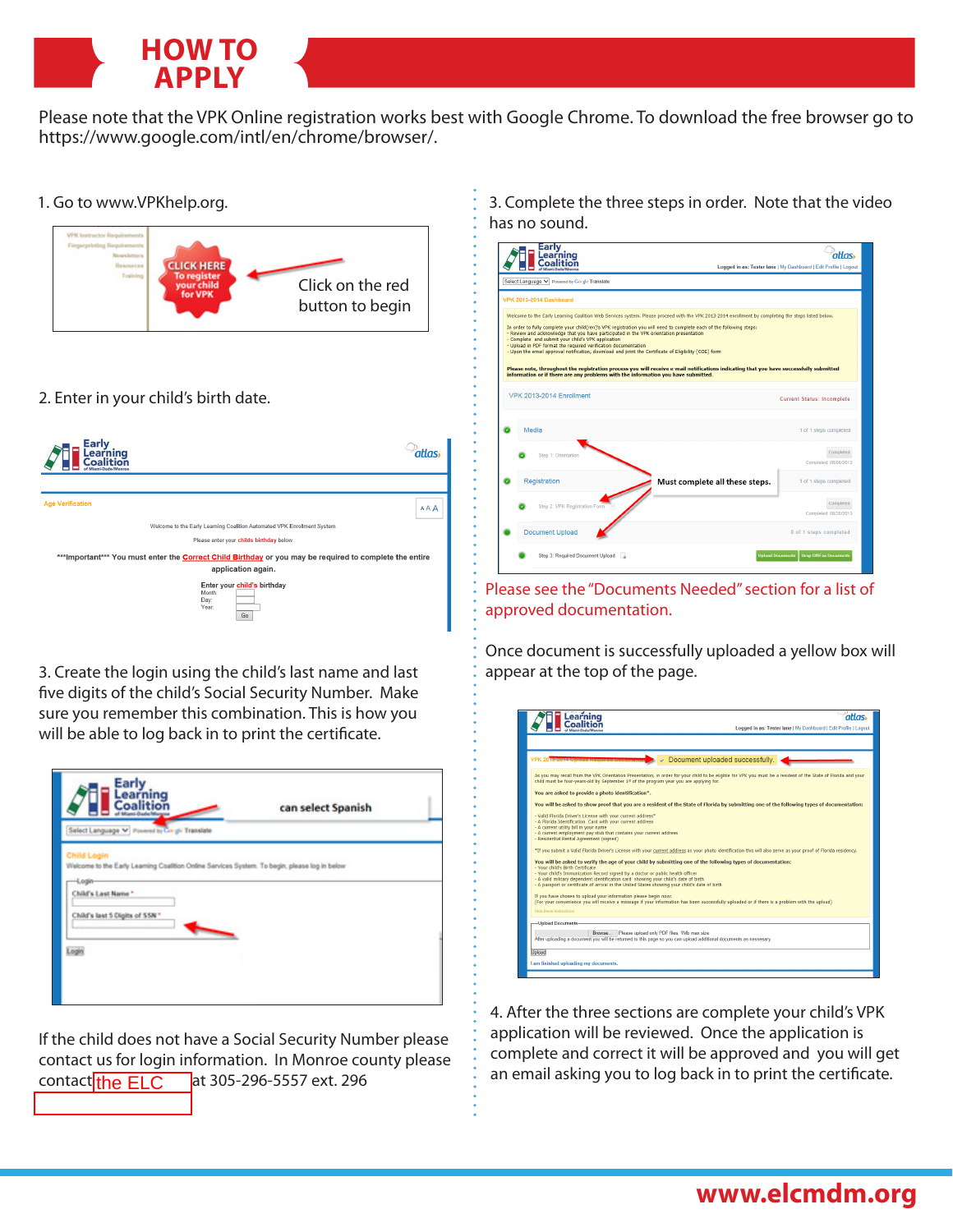# HOW TO APPLY

Please note that the VPK Online registration works best with Google Chrome. To download the free browser go to https://www.google.com/intl/en/chrome/browser/.

1. Go to www.VPKhelp.org.

Click on the red button to begin

2. Enter in your child's birth date.

3. Create the login using the child's last name and last five digits of the child's Social Security Number. Make sure you remember this combination. This is how you will be able to log back in to print the certificate.

can select Spanish

If the child does not have a Social Security Number please contact us for login information. In Monroe county please contact the ELC at 305-296-5557 ext. 296

3. Complete the three steps in order. Note that the video has no sound.

Must complete all these steps.

Please see the "Documents Needed" section for a list of approved documentation.

Once document is successfully uploaded a yellow box will appear at the top of the page.

4. After the three sections are complete your child's VPK application will be reviewed. Once the application is complete and correct it will be approved and you will get an email asking you to log back in to print the certificate.

www.elcmdm.org